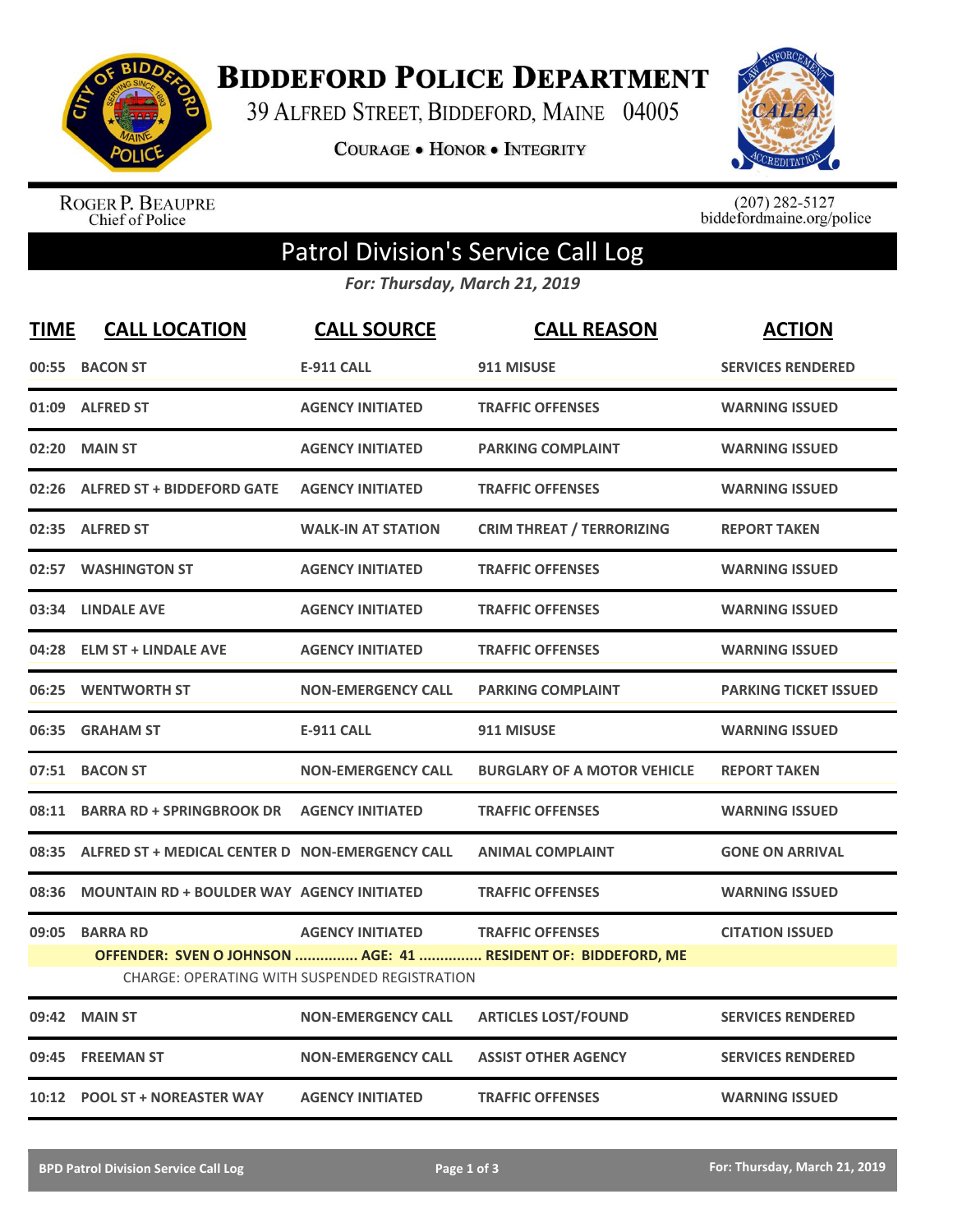# BIDDEFORD POLICE DEPARTMENT

39 ALFRED STREET, BIDDEFORD, MAINE 04005

COURAGE • HONOR • INTEGRITY

ROGER P. BEAUPRE
Chief of Police

(207) 282-5127
biddefordmaine.org/police

## Patrol Division's Service Call Log

*For: Thursday, March 21, 2019*

| TIME | CALL LOCATION | CALL SOURCE | CALL REASON | ACTION |
|---|---|---|---|---|
| 00:55 | BACON ST | E-911 CALL | 911 MISUSE | SERVICES RENDERED |
| 01:09 | ALFRED ST | AGENCY INITIATED | TRAFFIC OFFENSES | WARNING ISSUED |
| 02:20 | MAIN ST | AGENCY INITIATED | PARKING COMPLAINT | WARNING ISSUED |
| 02:26 | ALFRED ST + BIDDEFORD GATE | AGENCY INITIATED | TRAFFIC OFFENSES | WARNING ISSUED |
| 02:35 | ALFRED ST | WALK-IN AT STATION | CRIM THREAT / TERRORIZING | REPORT TAKEN |
| 02:57 | WASHINGTON ST | AGENCY INITIATED | TRAFFIC OFFENSES | WARNING ISSUED |
| 03:34 | LINDALE AVE | AGENCY INITIATED | TRAFFIC OFFENSES | WARNING ISSUED |
| 04:28 | ELM ST + LINDALE AVE | AGENCY INITIATED | TRAFFIC OFFENSES | WARNING ISSUED |
| 06:25 | WENTWORTH ST | NON-EMERGENCY CALL | PARKING COMPLAINT | PARKING TICKET ISSUED |
| 06:35 | GRAHAM ST | E-911 CALL | 911 MISUSE | WARNING ISSUED |
| 07:51 | BACON ST | NON-EMERGENCY CALL | BURGLARY OF A MOTOR VEHICLE | REPORT TAKEN |
| 08:11 | BARRA RD + SPRINGBROOK DR | AGENCY INITIATED | TRAFFIC OFFENSES | WARNING ISSUED |
| 08:35 | ALFRED ST + MEDICAL CENTER D | NON-EMERGENCY CALL | ANIMAL COMPLAINT | GONE ON ARRIVAL |
| 08:36 | MOUNTAIN RD + BOULDER WAY | AGENCY INITIATED | TRAFFIC OFFENSES | WARNING ISSUED |
| 09:05 | BARRA RD | AGENCY INITIATED | TRAFFIC OFFENSES | CITATION ISSUED |
| | OFFENDER: SVEN O JOHNSON ............... AGE: 41 ............... RESIDENT OF: BIDDEFORD, ME | | | |
| | CHARGE: OPERATING WITH SUSPENDED REGISTRATION | | | |
| 09:42 | MAIN ST | NON-EMERGENCY CALL | ARTICLES LOST/FOUND | SERVICES RENDERED |
| 09:45 | FREEMAN ST | NON-EMERGENCY CALL | ASSIST OTHER AGENCY | SERVICES RENDERED |
| 10:12 | POOL ST + NOREASTER WAY | AGENCY INITIATED | TRAFFIC OFFENSES | WARNING ISSUED |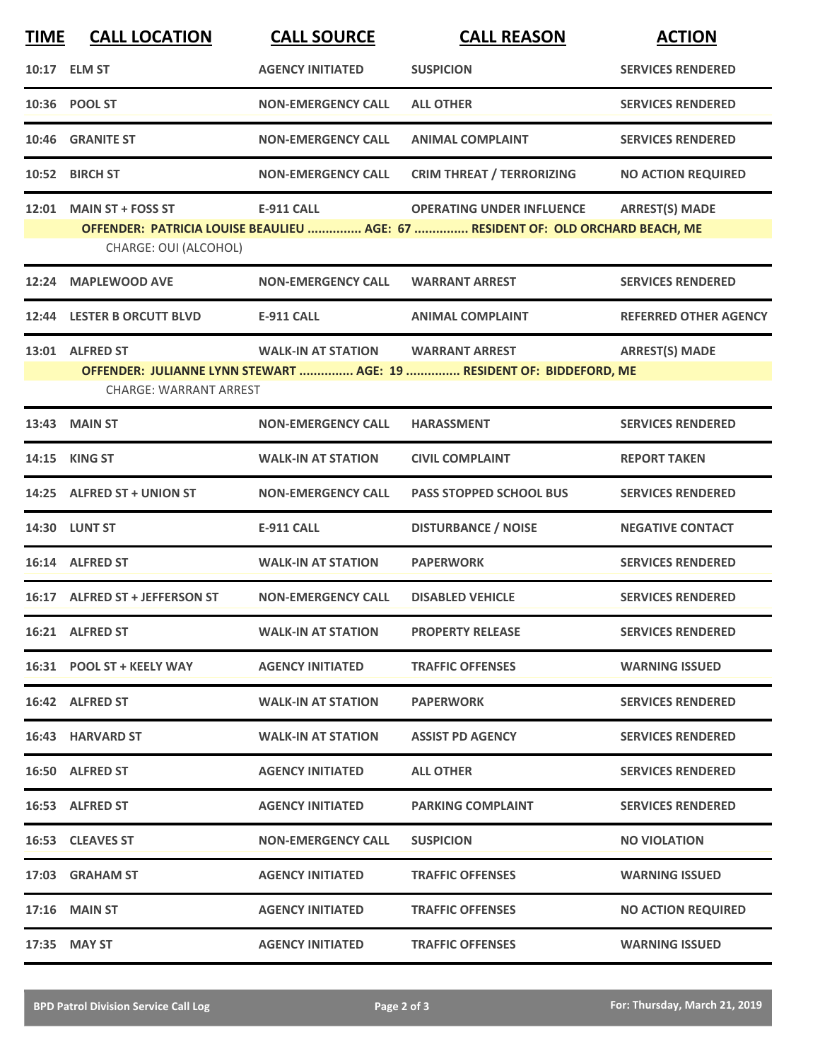| TIME | CALL LOCATION | CALL SOURCE | CALL REASON | ACTION |
|---|---|---|---|---|
| 10:17 | ELM ST | AGENCY INITIATED | SUSPICION | SERVICES RENDERED |
| 10:36 | POOL ST | NON-EMERGENCY CALL | ALL OTHER | SERVICES RENDERED |
| 10:46 | GRANITE ST | NON-EMERGENCY CALL | ANIMAL COMPLAINT | SERVICES RENDERED |
| 10:52 | BIRCH ST | NON-EMERGENCY CALL | CRIM THREAT / TERRORIZING | NO ACTION REQUIRED |
| 12:01 | MAIN ST + FOSS ST | E-911 CALL | OPERATING UNDER INFLUENCE | ARREST(S) MADE |
| | OFFENDER: PATRICIA LOUISE BEAULIEU ............... AGE: 67 ............... RESIDENT OF: OLD ORCHARD BEACH, ME | | | |
| | CHARGE: OUI (ALCOHOL) | | | |
| 12:24 | MAPLEWOOD AVE | NON-EMERGENCY CALL | WARRANT ARREST | SERVICES RENDERED |
| 12:44 | LESTER B ORCUTT BLVD | E-911 CALL | ANIMAL COMPLAINT | REFERRED OTHER AGENCY |
| 13:01 | ALFRED ST | WALK-IN AT STATION | WARRANT ARREST | ARREST(S) MADE |
| | OFFENDER: JULIANNE LYNN STEWART ............... AGE: 19 ............... RESIDENT OF: BIDDEFORD, ME | | | |
| | CHARGE: WARRANT ARREST | | | |
| 13:43 | MAIN ST | NON-EMERGENCY CALL | HARASSMENT | SERVICES RENDERED |
| 14:15 | KING ST | WALK-IN AT STATION | CIVIL COMPLAINT | REPORT TAKEN |
| 14:25 | ALFRED ST + UNION ST | NON-EMERGENCY CALL | PASS STOPPED SCHOOL BUS | SERVICES RENDERED |
| 14:30 | LUNT ST | E-911 CALL | DISTURBANCE / NOISE | NEGATIVE CONTACT |
| 16:14 | ALFRED ST | WALK-IN AT STATION | PAPERWORK | SERVICES RENDERED |
| 16:17 | ALFRED ST + JEFFERSON ST | NON-EMERGENCY CALL | DISABLED VEHICLE | SERVICES RENDERED |
| 16:21 | ALFRED ST | WALK-IN AT STATION | PROPERTY RELEASE | SERVICES RENDERED |
| 16:31 | POOL ST + KEELY WAY | AGENCY INITIATED | TRAFFIC OFFENSES | WARNING ISSUED |
| 16:42 | ALFRED ST | WALK-IN AT STATION | PAPERWORK | SERVICES RENDERED |
| 16:43 | HARVARD ST | WALK-IN AT STATION | ASSIST PD AGENCY | SERVICES RENDERED |
| 16:50 | ALFRED ST | AGENCY INITIATED | ALL OTHER | SERVICES RENDERED |
| 16:53 | ALFRED ST | AGENCY INITIATED | PARKING COMPLAINT | SERVICES RENDERED |
| 16:53 | CLEAVES ST | NON-EMERGENCY CALL | SUSPICION | NO VIOLATION |
| 17:03 | GRAHAM ST | AGENCY INITIATED | TRAFFIC OFFENSES | WARNING ISSUED |
| 17:16 | MAIN ST | AGENCY INITIATED | TRAFFIC OFFENSES | NO ACTION REQUIRED |
| 17:35 | MAY ST | AGENCY INITIATED | TRAFFIC OFFENSES | WARNING ISSUED |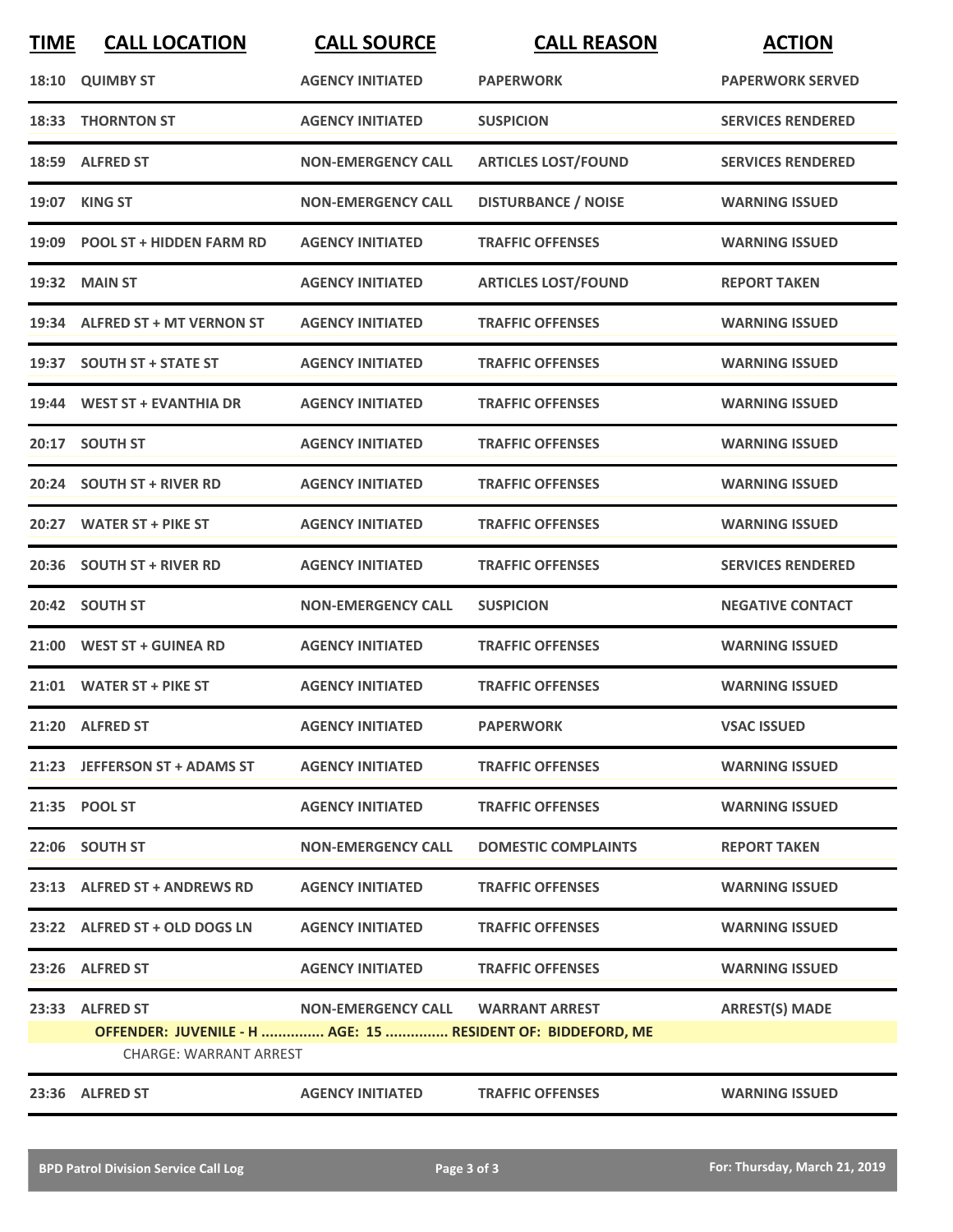| TIME | CALL LOCATION | CALL SOURCE | CALL REASON | ACTION |
|---|---|---|---|---|
| 18:10 | QUIMBY ST | AGENCY INITIATED | PAPERWORK | PAPERWORK SERVED |
| 18:33 | THORNTON ST | AGENCY INITIATED | SUSPICION | SERVICES RENDERED |
| 18:59 | ALFRED ST | NON-EMERGENCY CALL | ARTICLES LOST/FOUND | SERVICES RENDERED |
| 19:07 | KING ST | NON-EMERGENCY CALL | DISTURBANCE / NOISE | WARNING ISSUED |
| 19:09 | POOL ST + HIDDEN FARM RD | AGENCY INITIATED | TRAFFIC OFFENSES | WARNING ISSUED |
| 19:32 | MAIN ST | AGENCY INITIATED | ARTICLES LOST/FOUND | REPORT TAKEN |
| 19:34 | ALFRED ST + MT VERNON ST | AGENCY INITIATED | TRAFFIC OFFENSES | WARNING ISSUED |
| 19:37 | SOUTH ST + STATE ST | AGENCY INITIATED | TRAFFIC OFFENSES | WARNING ISSUED |
| 19:44 | WEST ST + EVANTHIA DR | AGENCY INITIATED | TRAFFIC OFFENSES | WARNING ISSUED |
| 20:17 | SOUTH ST | AGENCY INITIATED | TRAFFIC OFFENSES | WARNING ISSUED |
| 20:24 | SOUTH ST + RIVER RD | AGENCY INITIATED | TRAFFIC OFFENSES | WARNING ISSUED |
| 20:27 | WATER ST + PIKE ST | AGENCY INITIATED | TRAFFIC OFFENSES | WARNING ISSUED |
| 20:36 | SOUTH ST + RIVER RD | AGENCY INITIATED | TRAFFIC OFFENSES | SERVICES RENDERED |
| 20:42 | SOUTH ST | NON-EMERGENCY CALL | SUSPICION | NEGATIVE CONTACT |
| 21:00 | WEST ST + GUINEA RD | AGENCY INITIATED | TRAFFIC OFFENSES | WARNING ISSUED |
| 21:01 | WATER ST + PIKE ST | AGENCY INITIATED | TRAFFIC OFFENSES | WARNING ISSUED |
| 21:20 | ALFRED ST | AGENCY INITIATED | PAPERWORK | VSAC ISSUED |
| 21:23 | JEFFERSON ST + ADAMS ST | AGENCY INITIATED | TRAFFIC OFFENSES | WARNING ISSUED |
| 21:35 | POOL ST | AGENCY INITIATED | TRAFFIC OFFENSES | WARNING ISSUED |
| 22:06 | SOUTH ST | NON-EMERGENCY CALL | DOMESTIC COMPLAINTS | REPORT TAKEN |
| 23:13 | ALFRED ST + ANDREWS RD | AGENCY INITIATED | TRAFFIC OFFENSES | WARNING ISSUED |
| 23:22 | ALFRED ST + OLD DOGS LN | AGENCY INITIATED | TRAFFIC OFFENSES | WARNING ISSUED |
| 23:26 | ALFRED ST | AGENCY INITIATED | TRAFFIC OFFENSES | WARNING ISSUED |
| 23:33 | ALFRED ST | NON-EMERGENCY CALL | WARRANT ARREST | ARREST(S) MADE |
| | OFFENDER: JUVENILE - H ............... AGE: 15 ............... RESIDENT OF: BIDDEFORD, ME | | | |
| | CHARGE: WARRANT ARREST | | | |
| 23:36 | ALFRED ST | AGENCY INITIATED | TRAFFIC OFFENSES | WARNING ISSUED |